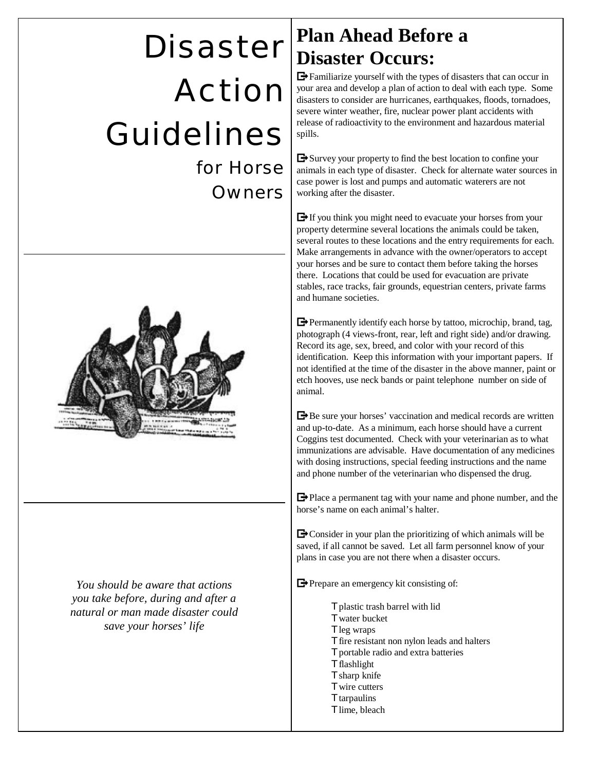# Disaster Action Guidelines

## for Horse Owners

*You should be aware that actions you take before, during and after a natural or man made disaster could save your horses' life*

## Plan Ahead Before a Disaster Occurs:

- Familiarize yourself with the types of disasters that can occur in your area and develop a plan of action to deal with each type. Some disasters to consider are hurricanes, earthquakes, floods, tornadoes, severe winter weather, fire, nuclear power plant accidents with release of radioactivity to the environment and hazardous material spills.

- Survey your property to find the best location to confine your animals in each type of disaster. Check for alternate water sources in case power is lost and pumps and automatic waterers are not working after the disaster.

- If you think you might need to evacuate your horses from your property determine several locations the animals could be taken, several routes to these locations and the entry requirements for each. Make arrangements in advance with the owner/operators to accept your horses and be sure to contact them before taking the horses there. Locations that could be used for evacuation are private stables, race tracks, fair grounds, equestrian centers, private farms and humane societies.

- Permanently identify each horse by tattoo, microchip, brand, tag, photograph (4 views-front, rear, left and right side) and/or drawing. Record its age, sex, breed, and color with your record of this identification. Keep this information with your important papers. If not identified at the time of the disaster in the above manner, paint or etch hooves, use neck bands or paint telephone number on side of animal.

- Be sure your horses' vaccination and medical records are written and up-to-date. As a minimum, each horse should have a current Coggins test documented. Check with your veterinarian as to what immunizations are advisable. Have documentation of any medicines with dosing instructions, special feeding instructions and the name and phone number of the veterinarian who dispensed the drug.

- Place a permanent tag with your name and phone number, and the horse's name on each animal's halter.

- Consider in your plan the prioritizing of which animals will be saved, if all cannot be saved. Let all farm personnel know of your plans in case you are not there when a disaster occurs.

- Prepare an emergency kit consisting of:
  - plastic trash barrel with lid
  - water bucket
  - leg wraps
  - fire resistant non nylon leads and halters
  - portable radio and extra batteries
  - flashlight
  - sharp knife
  - wire cutters
  - tarpaulins
  - lime, bleach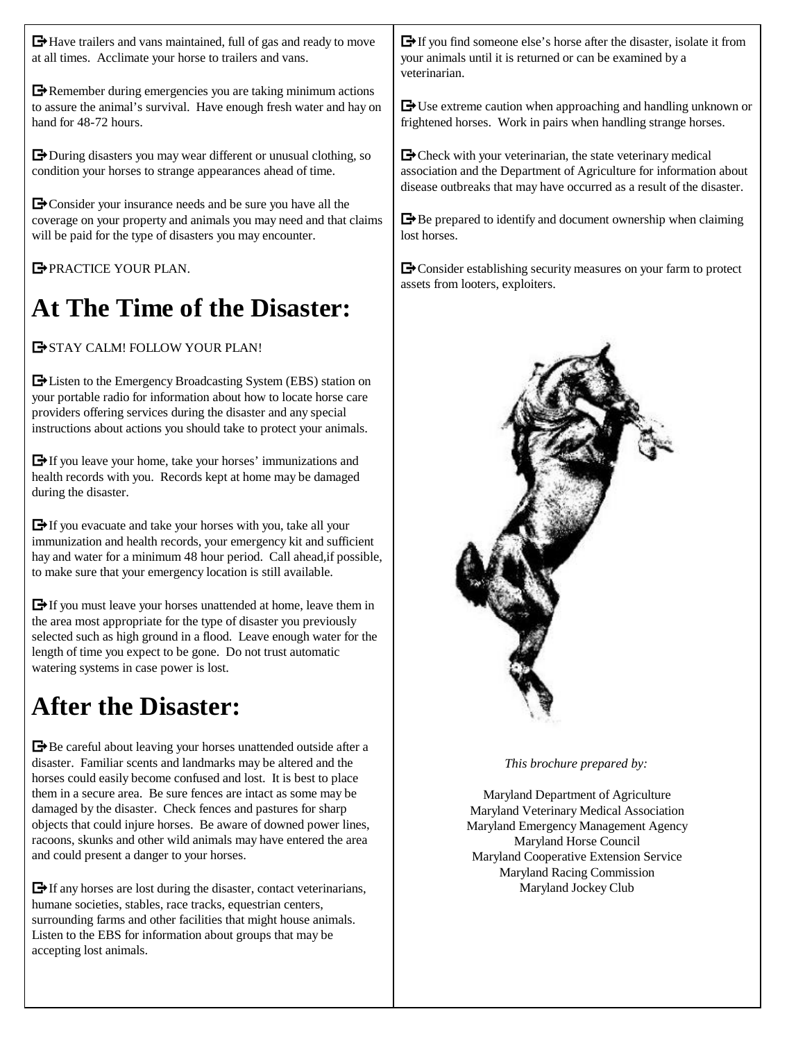- Have trailers and vans maintained, full of gas and ready to move at all times. Acclimate your horse to trailers and vans.

- Remember during emergencies you are taking minimum actions to assure the animal's survival. Have enough fresh water and hay on hand for 48-72 hours.

- During disasters you may wear different or unusual clothing, so condition your horses to strange appearances ahead of time.

- Consider your insurance needs and be sure you have all the coverage on your property and animals you may need and that claims will be paid for the type of disasters you may encounter.

- PRACTICE YOUR PLAN.

# At The Time of the Disaster:

- STAY CALM! FOLLOW YOUR PLAN!

- Listen to the Emergency Broadcasting System (EBS) station on your portable radio for information about how to locate horse care providers offering services during the disaster and any special instructions about actions you should take to protect your animals.

- If you leave your home, take your horses' immunizations and health records with you. Records kept at home may be damaged during the disaster.

- If you evacuate and take your horses with you, take all your immunization and health records, your emergency kit and sufficient hay and water for a minimum 48 hour period. Call ahead,if possible, to make sure that your emergency location is still available.

- If you must leave your horses unattended at home, leave them in the area most appropriate for the type of disaster you previously selected such as high ground in a flood. Leave enough water for the length of time you expect to be gone. Do not trust automatic watering systems in case power is lost.

# After the Disaster:

- Be careful about leaving your horses unattended outside after a disaster. Familiar scents and landmarks may be altered and the horses could easily become confused and lost. It is best to place them in a secure area. Be sure fences are intact as some may be damaged by the disaster. Check fences and pastures for sharp objects that could injure horses. Be aware of downed power lines, racoons, skunks and other wild animals may have entered the area and could present a danger to your horses.

- If any horses are lost during the disaster, contact veterinarians, humane societies, stables, race tracks, equestrian centers, surrounding farms and other facilities that might house animals. Listen to the EBS for information about groups that may be accepting lost animals.

- If you find someone else's horse after the disaster, isolate it from your animals until it is returned or can be examined by a veterinarian.

- Use extreme caution when approaching and handling unknown or frightened horses. Work in pairs when handling strange horses.

- Check with your veterinarian, the state veterinary medical association and the Department of Agriculture for information about disease outbreaks that may have occurred as a result of the disaster.

- Be prepared to identify and document ownership when claiming lost horses.

- Consider establishing security measures on your farm to protect assets from looters, exploiters.

*This brochure prepared by:*

Maryland Department of Agriculture
Maryland Veterinary Medical Association
Maryland Emergency Management Agency
Maryland Horse Council
Maryland Cooperative Extension Service
Maryland Racing Commission
Maryland Jockey Club